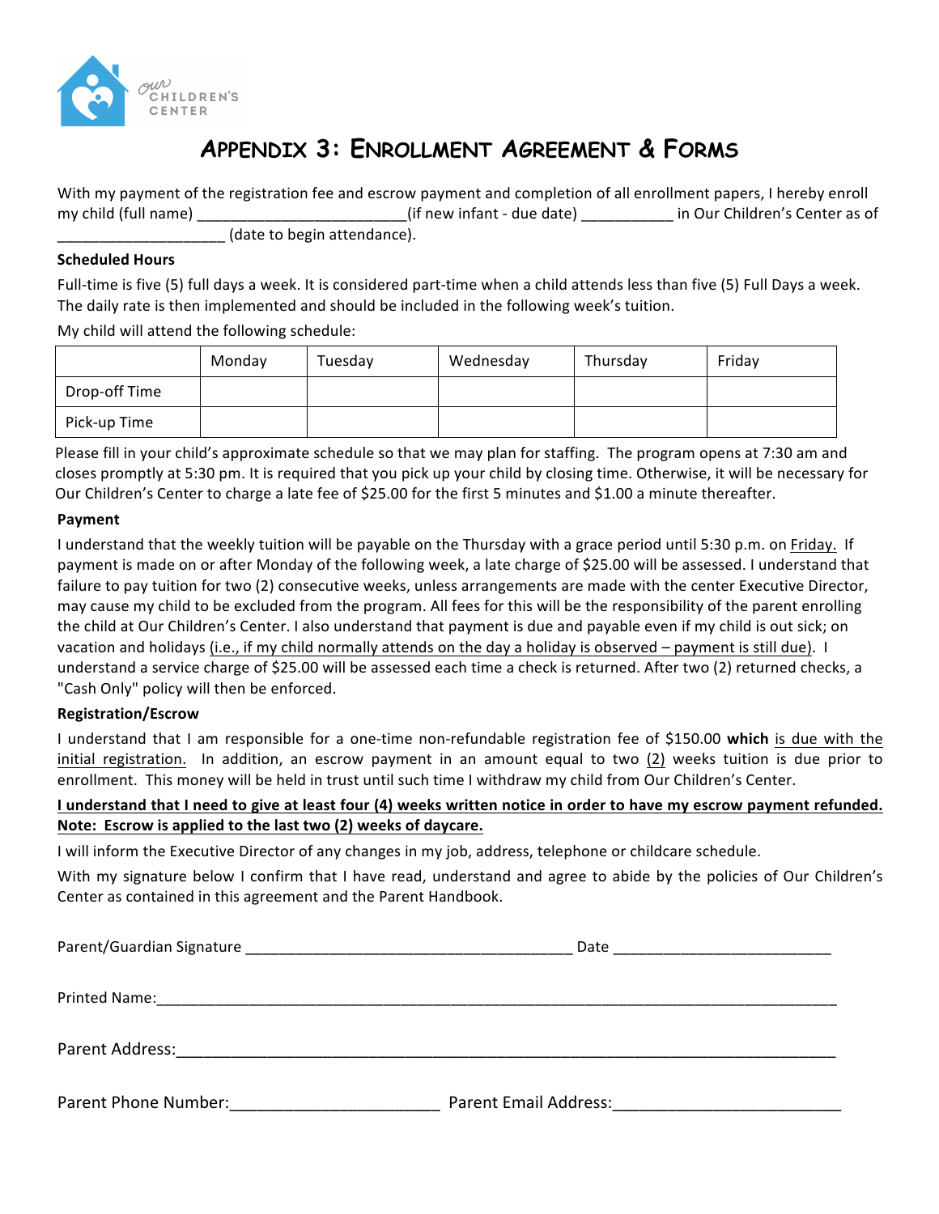Our Children's Center

# APPENDIX 3: ENROLLMENT AGREEMENT & FORMS

With my payment of the registration fee and escrow payment and completion of all enrollment papers, I hereby enroll my child (full name) ________________________(if new infant - due date) __________ in Our Children's Center as of ___________________ (date to begin attendance).

**Scheduled Hours**

Full-time is five (5) full days a week. It is considered part-time when a child attends less than five (5) Full Days a week. The daily rate is then implemented and should be included in the following week's tuition.

My child will attend the following schedule:

| | Monday | Tuesday | Wednesday | Thursday | Friday |
|---|---|---|---|---|---|
| Drop-off Time | | | | | |
| Pick-up Time | | | | | |

Please fill in your child's approximate schedule so that we may plan for staffing. The program opens at 7:30 am and closes promptly at 5:30 pm. It is required that you pick up your child by closing time. Otherwise, it will be necessary for Our Children's Center to charge a late fee of $25.00 for the first 5 minutes and $1.00 a minute thereafter.

**Payment**

I understand that the weekly tuition will be payable on the Thursday with a grace period until 5:30 p.m. on Friday. If payment is made on or after Monday of the following week, a late charge of $25.00 will be assessed. I understand that failure to pay tuition for two (2) consecutive weeks, unless arrangements are made with the center Executive Director, may cause my child to be excluded from the program. All fees for this will be the responsibility of the parent enrolling the child at Our Children's Center. I also understand that payment is due and payable even if my child is out sick; on vacation and holidays (i.e., if my child normally attends on the day a holiday is observed – payment is still due). I understand a service charge of $25.00 will be assessed each time a check is returned. After two (2) returned checks, a "Cash Only" policy will then be enforced.

**Registration/Escrow**

I understand that I am responsible for a one-time non-refundable registration fee of $150.00 **which** is due with the initial registration. In addition, an escrow payment in an amount equal to two (2) weeks tuition is due prior to enrollment. This money will be held in trust until such time I withdraw my child from Our Children's Center.

**I understand that I need to give at least four (4) weeks written notice in order to have my escrow payment refunded. Note: Escrow is applied to the last two (2) weeks of daycare.**

I will inform the Executive Director of any changes in my job, address, telephone or childcare schedule.

With my signature below I confirm that I have read, understand and agree to abide by the policies of Our Children's Center as contained in this agreement and the Parent Handbook.

Parent/Guardian Signature ____________________________________ Date ________________________

Printed Name:___________________________________________________________________________

Parent Address:_________________________________________________________________________

Parent Phone Number:______________________ Parent Email Address:________________________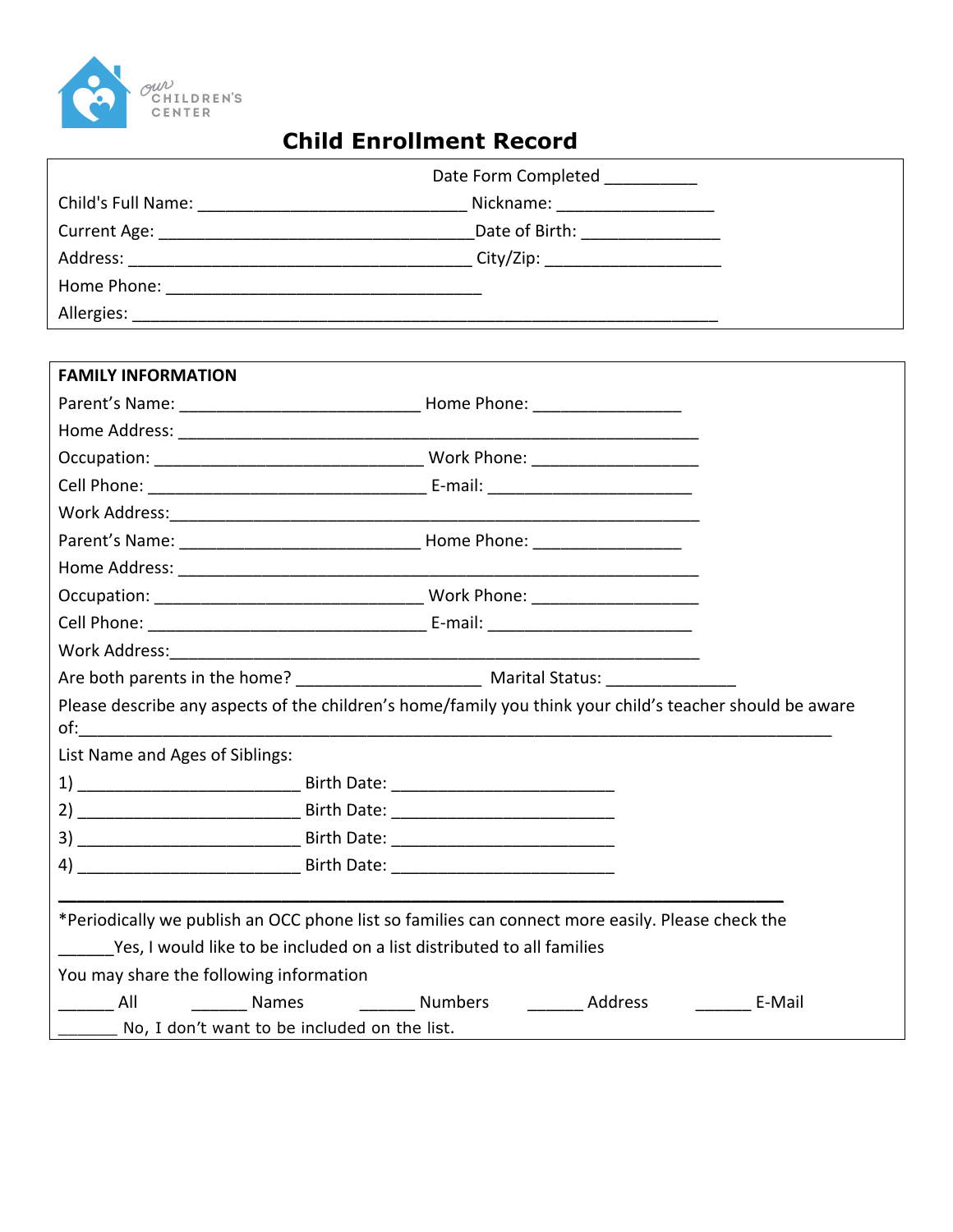Our CHILDREN'S CENTER

# Child Enrollment Record

Date Form Completed __________

Child's Full Name: ______________________________ Nickname: __________________

Current Age: ___________________________________ Date of Birth: ________________

Address: ______________________________________ City/Zip: ____________________

Home Phone: ___________________________________

Allergies: ___________________________________________________________________

**FAMILY INFORMATION**

Parent's Name: ___________________________ Home Phone: ________________

Home Address: ___________________________________________________________

Occupation: ______________________________ Work Phone: __________________

Cell Phone: _______________________________ E-mail: ______________________

Work Address:____________________________________________________________

Parent's Name: ___________________________ Home Phone: ________________

Home Address: ___________________________________________________________

Occupation: ______________________________ Work Phone: __________________

Cell Phone: _______________________________ E-mail: ______________________

Work Address:____________________________________________________________

Are both parents in the home? ____________________ Marital Status: ______________

Please describe any aspects of the children's home/family you think your child's teacher should be aware of:_____________________________________________________________________________

List Name and Ages of Siblings:

1) ________________________ Birth Date: ________________________

2) ________________________ Birth Date: ________________________

3) ________________________ Birth Date: ________________________

4) ________________________ Birth Date: ________________________

---

*Periodically we publish an OCC phone list so families can connect more easily. Please check the

______Yes, I would like to be included on a list distributed to all families

You may share the following information

______ All ______ Names ______ Numbers ______ Address ______ E-Mail

_______ No, I don't want to be included on the list.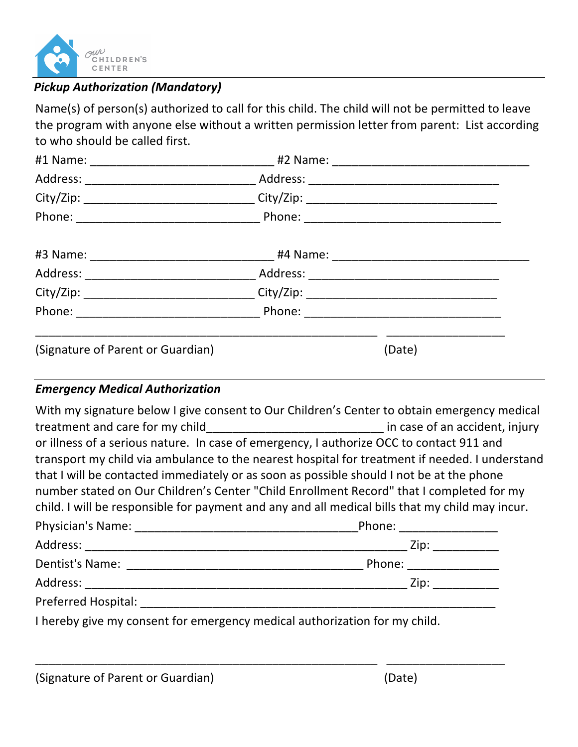### *Pickup Authorization (Mandatory)*

Name(s) of person(s) authorized to call for this child. The child will not be permitted to leave the program with anyone else without a written permission letter from parent: List according to who should be called first.

#1 Name: ____________________________ #2 Name: ______________________________
Address: __________________________ Address: _____________________________
City/Zip: __________________________ City/Zip: _____________________________
Phone: ____________________________ Phone: ______________________________

#3 Name: ____________________________ #4 Name: ______________________________
Address: __________________________ Address: _____________________________
City/Zip: __________________________ City/Zip: _____________________________
Phone: ____________________________ Phone: ______________________________

_____________________________________________________ __________________

(Signature of Parent or Guardian) (Date)

### *Emergency Medical Authorization*

With my signature below I give consent to Our Children's Center to obtain emergency medical treatment and care for my child___________________________ in case of an accident, injury or illness of a serious nature. In case of emergency, I authorize OCC to contact 911 and transport my child via ambulance to the nearest hospital for treatment if needed. I understand that I will be contacted immediately or as soon as possible should I not be at the phone number stated on Our Children's Center "Child Enrollment Record" that I completed for my child. I will be responsible for payment and any and all medical bills that my child may incur.

Physician's Name: __________________________________Phone: _______________
Address: _________________________________________________ Zip: __________
Dentist's Name: ____________________________________ Phone: ______________
Address: _________________________________________________ Zip: __________
Preferred Hospital: _______________________________________________________

I hereby give my consent for emergency medical authorization for my child.

_____________________________________________________ __________________

(Signature of Parent or Guardian) (Date)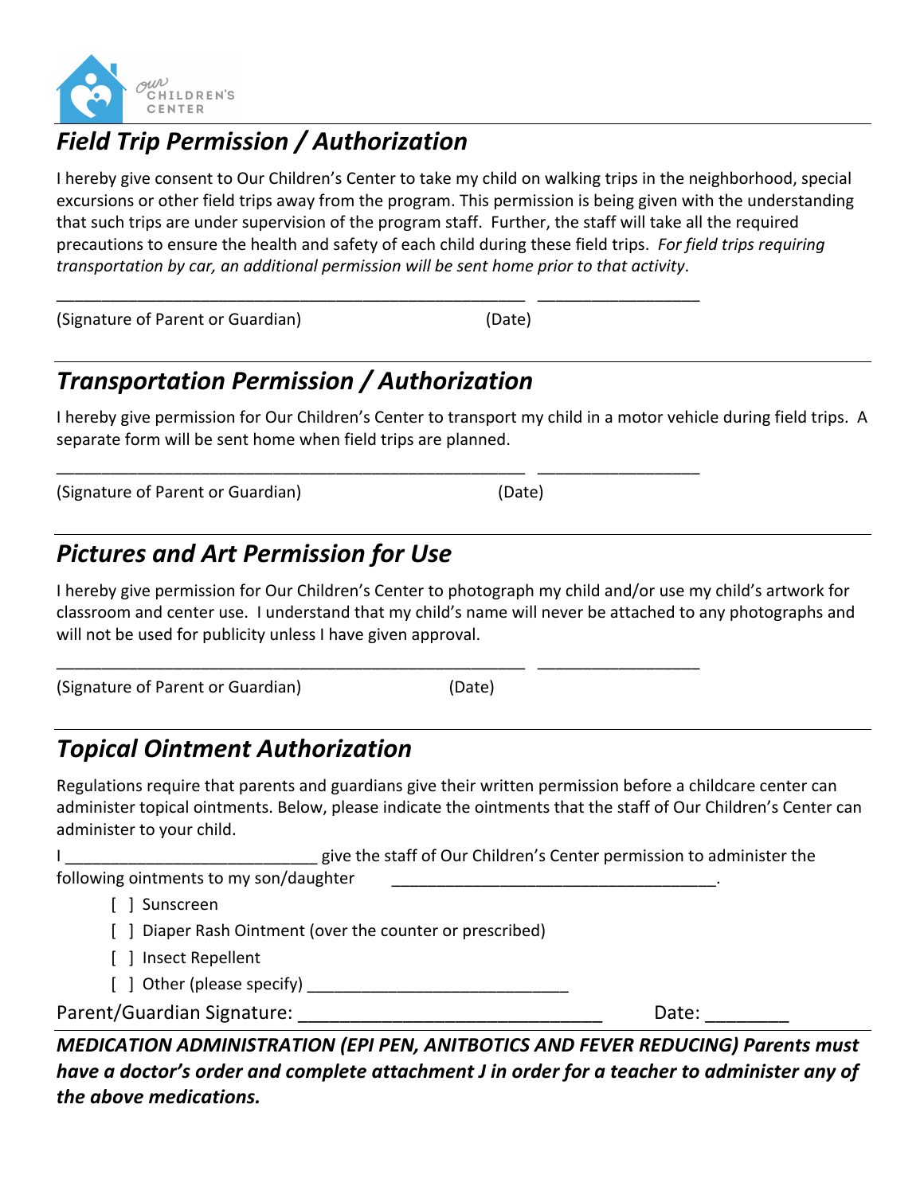Our Children's Center

## *Field Trip Permission / Authorization*

I hereby give consent to Our Children's Center to take my child on walking trips in the neighborhood, special excursions or other field trips away from the program. This permission is being given with the understanding that such trips are under supervision of the program staff. Further, the staff will take all the required precautions to ensure the health and safety of each child during these field trips. *For field trips requiring transportation by car, an additional permission will be sent home prior to that activity*.

_______________________________________________ ________________

(Signature of Parent or Guardian) (Date)

## *Transportation Permission / Authorization*

I hereby give permission for Our Children's Center to transport my child in a motor vehicle during field trips. A separate form will be sent home when field trips are planned.

_______________________________________________ ________________

(Signature of Parent or Guardian) (Date)

## *Pictures and Art Permission for Use*

I hereby give permission for Our Children's Center to photograph my child and/or use my child's artwork for classroom and center use. I understand that my child's name will never be attached to any photographs and will not be used for publicity unless I have given approval.

_______________________________________________ ________________

(Signature of Parent or Guardian) (Date)

## *Topical Ointment Authorization*

Regulations require that parents and guardians give their written permission before a childcare center can administer topical ointments. Below, please indicate the ointments that the staff of Our Children's Center can administer to your child.

I ___________________________ give the staff of Our Children's Center permission to administer the following ointments to my son/daughter ___________________________________.

- [ ] Sunscreen
- [ ] Diaper Rash Ointment (over the counter or prescribed)
- [ ] Insect Repellent
- [ ] Other (please specify) ____________________________

Parent/Guardian Signature: ______________________________ Date: ________

***MEDICATION ADMINISTRATION (EPI PEN, ANITBOTICS AND FEVER REDUCING) Parents must have a doctor's order and complete attachment J in order for a teacher to administer any of the above medications.***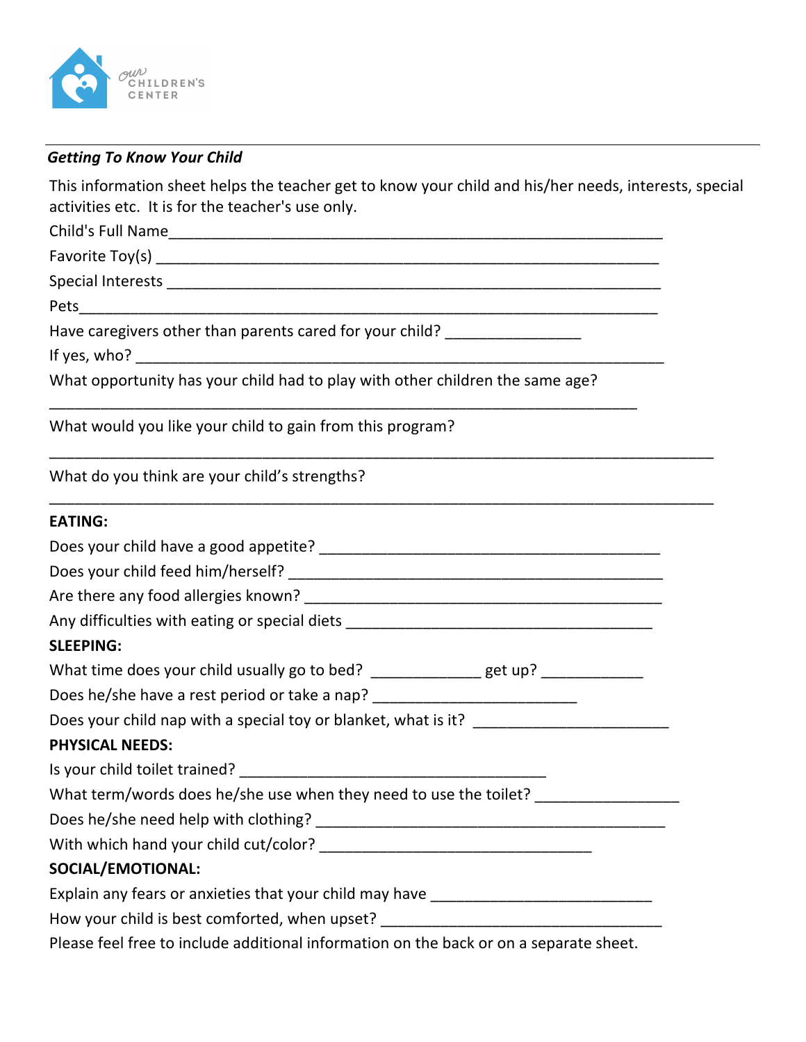Our CHILDREN'S CENTER

*Getting To Know Your Child*

This information sheet helps the teacher get to know your child and his/her needs, interests, special activities etc. It is for the teacher's use only.

Child's Full Name_______________________________________________________________

Favorite Toy(s) _______________________________________________________________

Special Interests _______________________________________________________________

Pets_______________________________________________________________________

Have caregivers other than parents cared for your child? ________________

If yes, who? _________________________________________________________________

What opportunity has your child had to play with other children the same age?

_____________________________________________________________________

What would you like your child to gain from this program?

_____________________________________________________________________________

What do you think are your child's strengths?

_____________________________________________________________________________

**EATING:**

Does your child have a good appetite? ________________________________________

Does your child feed him/herself? ____________________________________________

Are there any food allergies known? __________________________________________

Any difficulties with eating or special diets ____________________________________

**SLEEPING:**

What time does your child usually go to bed? _____________ get up? ____________

Does he/she have a rest period or take a nap? ________________________

Does your child nap with a special toy or blanket, what is it? _______________________

**PHYSICAL NEEDS:**

Is your child toilet trained? ____________________________________

What term/words does he/she use when they need to use the toilet? _________________

Does he/she need help with clothing? __________________________________________

With which hand your child cut/color? _________________________________

**SOCIAL/EMOTIONAL:**

Explain any fears or anxieties that your child may have __________________________

How your child is best comforted, when upset? __________________________________

Please feel free to include additional information on the back or on a separate sheet.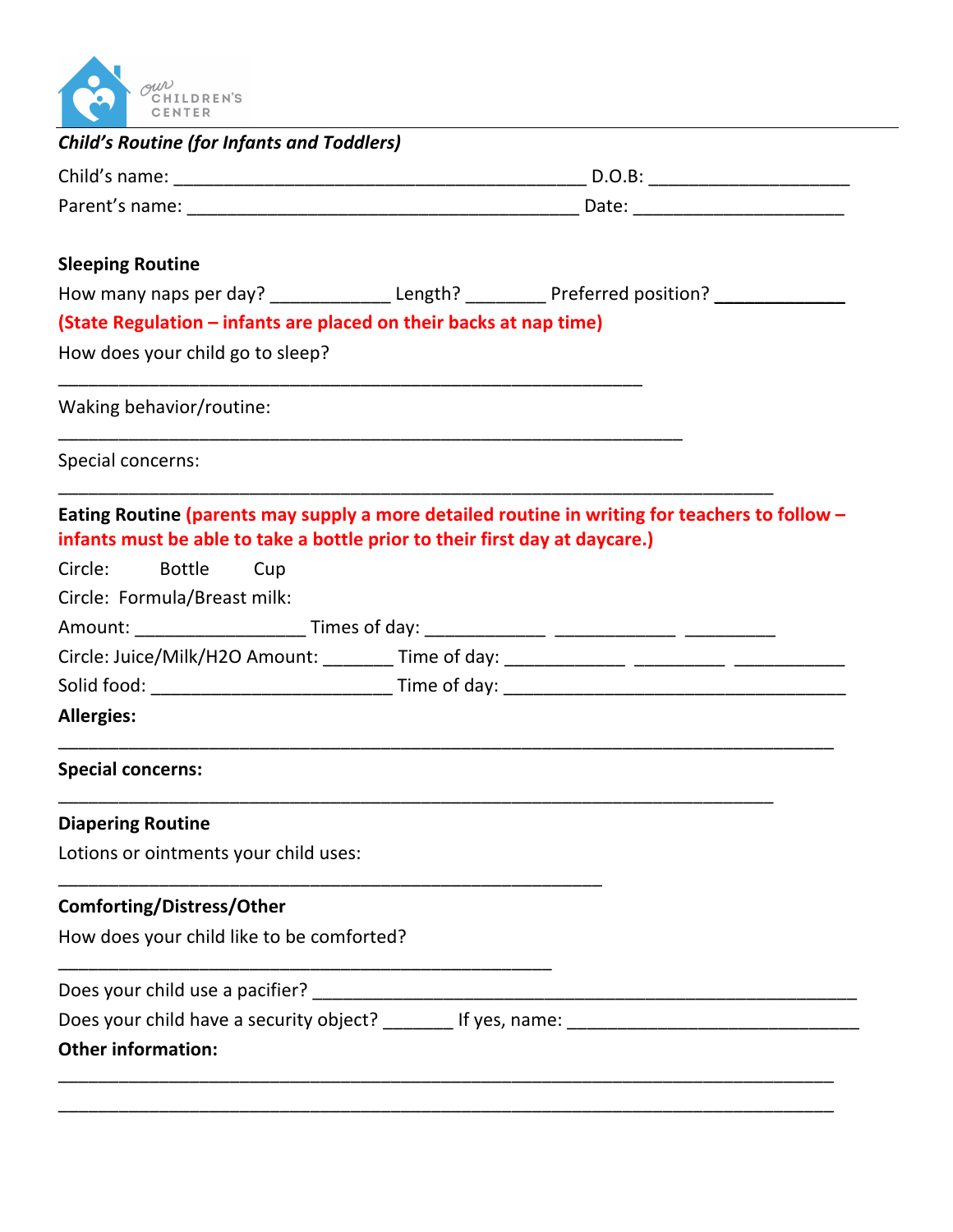our CHILDREN'S CENTER

***Child's Routine (for Infants and Toddlers)***

Child's name: ___________________________________________ D.O.B: _____________________

Parent's name: _________________________________________ Date: ______________________

**Sleeping Routine**

How many naps per day? ____________ Length? ________ Preferred position? _____________

**(State Regulation – infants are placed on their backs at nap time)**

How does your child go to sleep?

_____________________________________________________________

Waking behavior/routine:

_________________________________________________________________

Special concerns:

___________________________________________________________________________

**Eating Routine (parents may supply a more detailed routine in writing for teachers to follow – infants must be able to take a bottle prior to their first day at daycare.)**

Circle: Bottle Cup

Circle: Formula/Breast milk:

Amount: _________________ Times of day: ____________ ____________ _________

Circle: Juice/Milk/H2O Amount: _______ Time of day: ____________ _________ ___________

Solid food: ________________________ Time of day: __________________________________

**Allergies:**

_________________________________________________________________________________

**Special concerns:**

___________________________________________________________________________

**Diapering Routine**

Lotions or ointments your child uses:

_________________________________________________________

**Comforting/Distress/Other**

How does your child like to be comforted?

____________________________________________________

Does your child use a pacifier? ______________________________________________________

Does your child have a security object? _______ If yes, name: ______________________________

**Other information:**

_________________________________________________________________________________

_________________________________________________________________________________